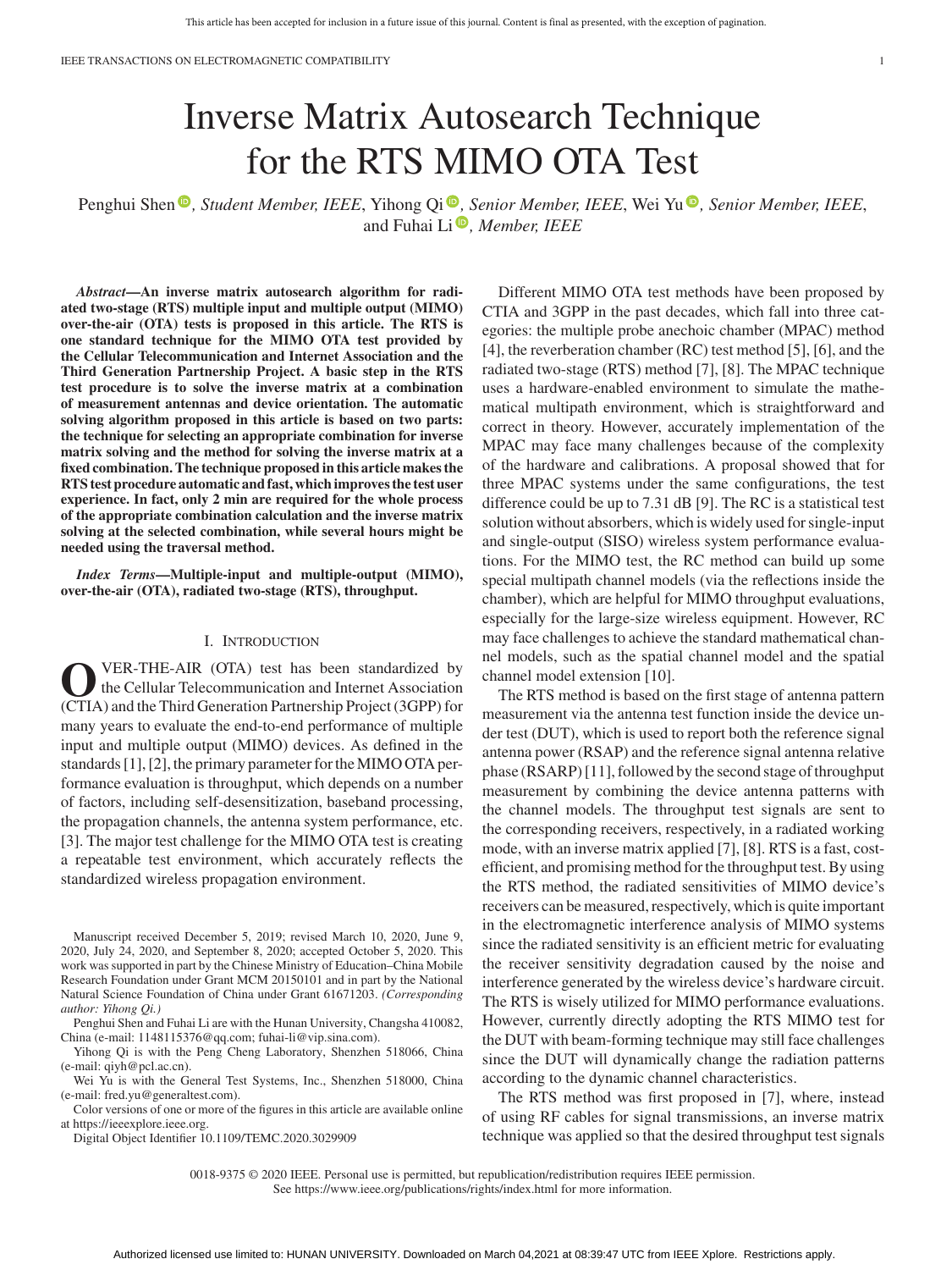# Inverse Matrix Autosearch Technique for the RTS MIMO OTA Test

Penghui Shen, *Student Member, IEEE*, Yihong Qi, *Senior Member, IEEE*, Wei Yu, *Senior Member, IEEE*, and Fuhai Li, *Member, IEEE*

***Abstract*—An inverse matrix autosearch algorithm for radiated two-stage (RTS) multiple input and multiple output (MIMO) over-the-air (OTA) tests is proposed in this article. The RTS is one standard technique for the MIMO OTA test provided by the Cellular Telecommunication and Internet Association and the Third Generation Partnership Project. A basic step in the RTS test procedure is to solve the inverse matrix at a combination of measurement antennas and device orientation. The automatic solving algorithm proposed in this article is based on two parts: the technique for selecting an appropriate combination for inverse matrix solving and the method for solving the inverse matrix at a fixed combination. The technique proposed in this article makes the RTS test procedure automatic and fast, which improves the test user experience. In fact, only 2 min are required for the whole process of the appropriate combination calculation and the inverse matrix solving at the selected combination, while several hours might be needed using the traversal method.**

***Index Terms*—Multiple-input and multiple-output (MIMO), over-the-air (OTA), radiated two-stage (RTS), throughput.**

## I. Introduction

Over-the-air (OTA) test has been standardized by the Cellular Telecommunication and Internet Association (CTIA) and the Third Generation Partnership Project (3GPP) for many years to evaluate the end-to-end performance of multiple input and multiple output (MIMO) devices. As defined in the standards [1], [2], the primary parameter for the MIMO OTA performance evaluation is throughput, which depends on a number of factors, including self-desensitization, baseband processing, the propagation channels, the antenna system performance, etc. [3]. The major test challenge for the MIMO OTA test is creating a repeatable test environment, which accurately reflects the standardized wireless propagation environment.

Different MIMO OTA test methods have been proposed by CTIA and 3GPP in the past decades, which fall into three categories: the multiple probe anechoic chamber (MPAC) method [4], the reverberation chamber (RC) test method [5], [6], and the radiated two-stage (RTS) method [7], [8]. The MPAC technique uses a hardware-enabled environment to simulate the mathematical multipath environment, which is straightforward and correct in theory. However, accurately implementation of the MPAC may face many challenges because of the complexity of the hardware and calibrations. A proposal showed that for three MPAC systems under the same configurations, the test difference could be up to 7.31 dB [9]. The RC is a statistical test solution without absorbers, which is widely used for single-input and single-output (SISO) wireless system performance evaluations. For the MIMO test, the RC method can build up some special multipath channel models (via the reflections inside the chamber), which are helpful for MIMO throughput evaluations, especially for the large-size wireless equipment. However, RC may face challenges to achieve the standard mathematical channel models, such as the spatial channel model and the spatial channel model extension [10].

The RTS method is based on the first stage of antenna pattern measurement via the antenna test function inside the device under test (DUT), which is used to report both the reference signal antenna power (RSAP) and the reference signal antenna relative phase (RSARP) [11], followed by the second stage of throughput measurement by combining the device antenna patterns with the channel models. The throughput test signals are sent to the corresponding receivers, respectively, in a radiated working mode, with an inverse matrix applied [7], [8]. RTS is a fast, cost-efficient, and promising method for the throughput test. By using the RTS method, the radiated sensitivities of MIMO device's receivers can be measured, respectively, which is quite important in the electromagnetic interference analysis of MIMO systems since the radiated sensitivity is an efficient metric for evaluating the receiver sensitivity degradation caused by the noise and interference generated by the wireless device's hardware circuit. The RTS is wisely utilized for MIMO performance evaluations. However, currently directly adopting the RTS MIMO test for the DUT with beam-forming technique may still face challenges since the DUT will dynamically change the radiation patterns according to the dynamic channel characteristics.

The RTS method was first proposed in [7], where, instead of using RF cables for signal transmissions, an inverse matrix technique was applied so that the desired throughput test signals

Manuscript received December 5, 2019; revised March 10, 2020, June 9, 2020, July 24, 2020, and September 8, 2020; accepted October 5, 2020. This work was supported in part by the Chinese Ministry of Education–China Mobile Research Foundation under Grant MCM 20150101 and in part by the National Natural Science Foundation of China under Grant 61671203. *(Corresponding author: Yihong Qi.)*

Penghui Shen and Fuhai Li are with the Hunan University, Changsha 410082, China (e-mail: 1148115376@qq.com; fuhai-li@vip.sina.com).

Yihong Qi is with the Peng Cheng Laboratory, Shenzhen 518066, China (e-mail: qiyh@pcl.ac.cn).

Wei Yu is with the General Test Systems, Inc., Shenzhen 518000, China (e-mail: fred.yu@generaltest.com).

Color versions of one or more of the figures in this article are available online at https://ieeexplore.ieee.org.

Digital Object Identifier 10.1109/TEMC.2020.3029909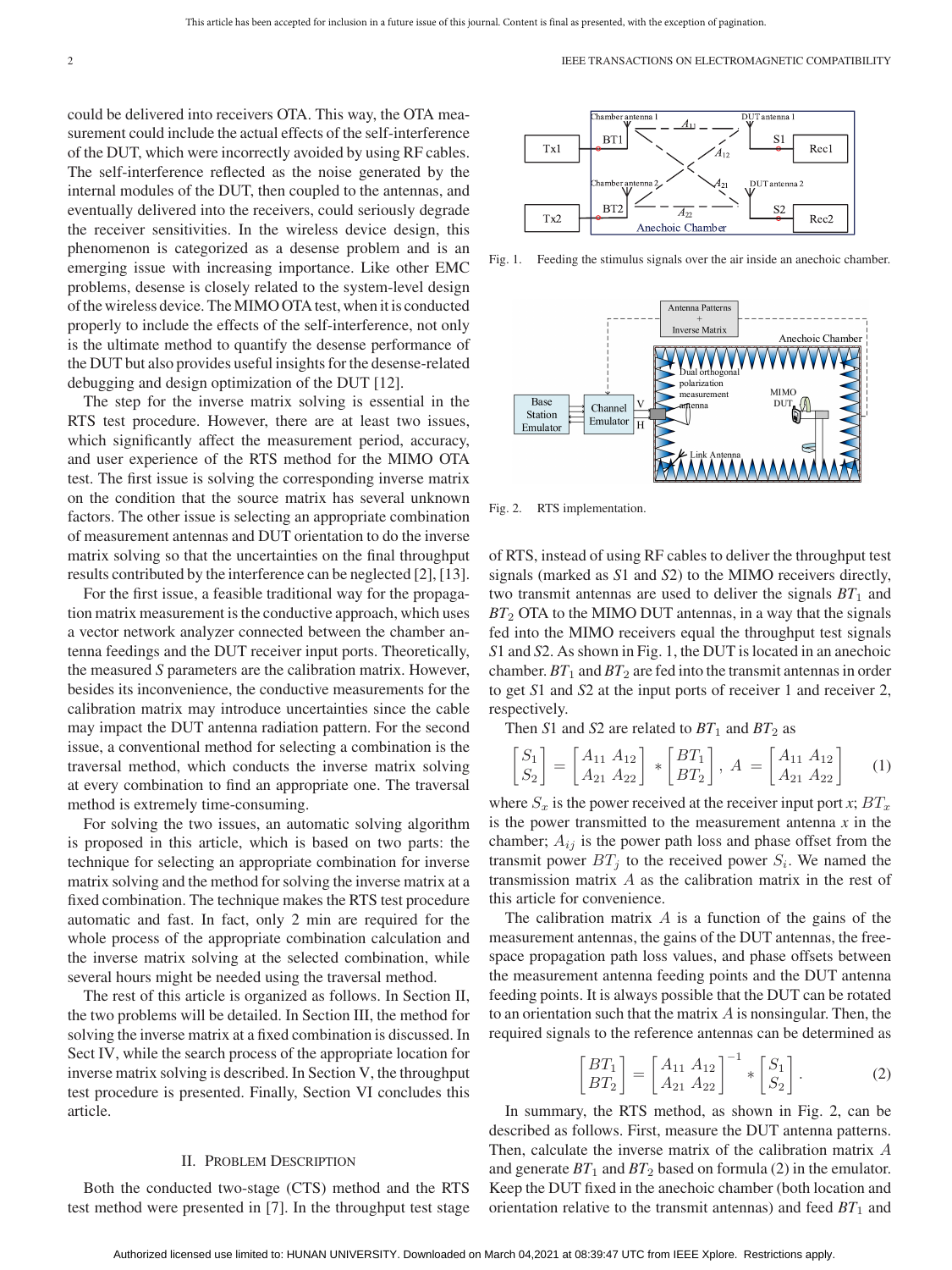could be delivered into receivers OTA. This way, the OTA measurement could include the actual effects of the self-interference of the DUT, which were incorrectly avoided by using RF cables. The self-interference reflected as the noise generated by the internal modules of the DUT, then coupled to the antennas, and eventually delivered into the receivers, could seriously degrade the receiver sensitivities. In the wireless device design, this phenomenon is categorized as a desense problem and is an emerging issue with increasing importance. Like other EMC problems, desense is closely related to the system-level design of the wireless device. The MIMO OTA test, when it is conducted properly to include the effects of the self-interference, not only is the ultimate method to quantify the desense performance of the DUT but also provides useful insights for the desense-related debugging and design optimization of the DUT [12].

The step for the inverse matrix solving is essential in the RTS test procedure. However, there are at least two issues, which significantly affect the measurement period, accuracy, and user experience of the RTS method for the MIMO OTA test. The first issue is solving the corresponding inverse matrix on the condition that the source matrix has several unknown factors. The other issue is selecting an appropriate combination of measurement antennas and DUT orientation to do the inverse matrix solving so that the uncertainties on the final throughput results contributed by the interference can be neglected [2], [13].

For the first issue, a feasible traditional way for the propagation matrix measurement is the conductive approach, which uses a vector network analyzer connected between the chamber antenna feedings and the DUT receiver input ports. Theoretically, the measured *S* parameters are the calibration matrix. However, besides its inconvenience, the conductive measurements for the calibration matrix may introduce uncertainties since the cable may impact the DUT antenna radiation pattern. For the second issue, a conventional method for selecting a combination is the traversal method, which conducts the inverse matrix solving at every combination to find an appropriate one. The traversal method is extremely time-consuming.

For solving the two issues, an automatic solving algorithm is proposed in this article, which is based on two parts: the technique for selecting an appropriate combination for inverse matrix solving and the method for solving the inverse matrix at a fixed combination. The technique makes the RTS test procedure automatic and fast. In fact, only 2 min are required for the whole process of the appropriate combination calculation and the inverse matrix solving at the selected combination, while several hours might be needed using the traversal method.

The rest of this article is organized as follows. In Section II, the two problems will be detailed. In Section III, the method for solving the inverse matrix at a fixed combination is discussed. In Sect IV, while the search process of the appropriate location for inverse matrix solving is described. In Section V, the throughput test procedure is presented. Finally, Section VI concludes this article.

## II. Problem Description

Both the conducted two-stage (CTS) method and the RTS test method were presented in [7]. In the throughput test stage of RTS, instead of using RF cables to deliver the throughput test signals (marked as *S*1 and *S*2) to the MIMO receivers directly, two transmit antennas are used to deliver the signals $BT_1$ and $BT_2$ OTA to the MIMO DUT antennas, in a way that the signals fed into the MIMO receivers equal the throughput test signals *S*1 and *S*2. As shown in Fig. 1, the DUT is located in an anechoic chamber. $BT_1$ and $BT_2$ are fed into the transmit antennas in order to get *S*1 and *S*2 at the input ports of receiver 1 and receiver 2, respectively.

Fig. 1. Feeding the stimulus signals over the air inside an anechoic chamber.

Fig. 2. RTS implementation.

Then *S*1 and *S*2 are related to $BT_1$ and $BT_2$ as

$$\begin{bmatrix} S_1 \\ S_2 \end{bmatrix} = \begin{bmatrix} A_{11} & A_{12} \\ A_{21} & A_{22} \end{bmatrix} * \begin{bmatrix} BT_1 \\ BT_2 \end{bmatrix},\ A = \begin{bmatrix} A_{11} & A_{12} \\ A_{21} & A_{22} \end{bmatrix} \tag{1}$$

where $S_x$ is the power received at the receiver input port *x*; $BT_x$ is the power transmitted to the measurement antenna *x* in the chamber; $A_{ij}$ is the power path loss and phase offset from the transmit power $BT_j$ to the received power $S_i$. We named the transmission matrix $A$ as the calibration matrix in the rest of this article for convenience.

The calibration matrix $A$ is a function of the gains of the measurement antennas, the gains of the DUT antennas, the free-space propagation path loss values, and phase offsets between the measurement antenna feeding points and the DUT antenna feeding points. It is always possible that the DUT can be rotated to an orientation such that the matrix $A$ is nonsingular. Then, the required signals to the reference antennas can be determined as

$$\begin{bmatrix} BT_1 \\ BT_2 \end{bmatrix} = \begin{bmatrix} A_{11} & A_{12} \\ A_{21} & A_{22} \end{bmatrix}^{-1} * \begin{bmatrix} S_1 \\ S_2 \end{bmatrix}. \tag{2}$$

In summary, the RTS method, as shown in Fig. 2, can be described as follows. First, measure the DUT antenna patterns. Then, calculate the inverse matrix of the calibration matrix $A$ and generate $BT_1$ and $BT_2$ based on formula (2) in the emulator. Keep the DUT fixed in the anechoic chamber (both location and orientation relative to the transmit antennas) and feed $BT_1$ and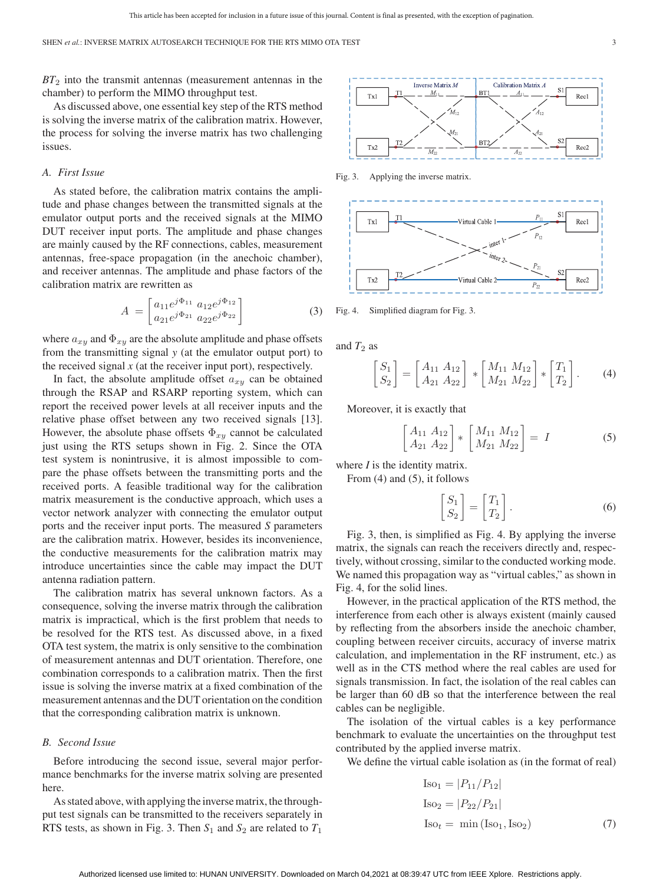$BT_2$ into the transmit antennas (measurement antennas in the chamber) to perform the MIMO throughput test.

As discussed above, one essential key step of the RTS method is solving the inverse matrix of the calibration matrix. However, the process for solving the inverse matrix has two challenging issues.

### A. First Issue

As stated before, the calibration matrix contains the amplitude and phase changes between the transmitted signals at the emulator output ports and the received signals at the MIMO DUT receiver input ports. The amplitude and phase changes are mainly caused by the RF connections, cables, measurement antennas, free-space propagation (in the anechoic chamber), and receiver antennas. The amplitude and phase factors of the calibration matrix are rewritten as

$$A = \begin{bmatrix} a_{11}e^{j\Phi_{11}} & a_{12}e^{j\Phi_{12}} \\ a_{21}e^{j\Phi_{21}} & a_{22}e^{j\Phi_{22}} \end{bmatrix} \tag{3}$$

where $a_{xy}$ and $\Phi_{xy}$ are the absolute amplitude and phase offsets from the transmitting signal $y$ (at the emulator output port) to the received signal $x$ (at the receiver input port), respectively.

In fact, the absolute amplitude offset $a_{xy}$ can be obtained through the RSAP and RSARP reporting system, which can report the received power levels at all receiver inputs and the relative phase offset between any two received signals [13]. However, the absolute phase offsets $\Phi_{xy}$ cannot be calculated just using the RTS setups shown in Fig. 2. Since the OTA test system is nonintrusive, it is almost impossible to compare the phase offsets between the transmitting ports and the received ports. A feasible traditional way for the calibration matrix measurement is the conductive approach, which uses a vector network analyzer with connecting the emulator output ports and the receiver input ports. The measured $S$ parameters are the calibration matrix. However, besides its inconvenience, the conductive measurements for the calibration matrix may introduce uncertainties since the cable may impact the DUT antenna radiation pattern.

The calibration matrix has several unknown factors. As a consequence, solving the inverse matrix through the calibration matrix is impractical, which is the first problem that needs to be resolved for the RTS test. As discussed above, in a fixed OTA test system, the matrix is only sensitive to the combination of measurement antennas and DUT orientation. Therefore, one combination corresponds to a calibration matrix. Then the first issue is solving the inverse matrix at a fixed combination of the measurement antennas and the DUT orientation on the condition that the corresponding calibration matrix is unknown.

### B. Second Issue

Before introducing the second issue, several major performance benchmarks for the inverse matrix solving are presented here.

As stated above, with applying the inverse matrix, the throughput test signals can be transmitted to the receivers separately in RTS tests, as shown in Fig. 3. Then $S_1$ and $S_2$ are related to $T_1$ and $T_2$ as

Fig. 3. Applying the inverse matrix.

Fig. 4. Simplified diagram for Fig. 3.

$$\begin{bmatrix} S_1 \\ S_2 \end{bmatrix} = \begin{bmatrix} A_{11} & A_{12} \\ A_{21} & A_{22} \end{bmatrix} * \begin{bmatrix} M_{11} & M_{12} \\ M_{21} & M_{22} \end{bmatrix} * \begin{bmatrix} T_1 \\ T_2 \end{bmatrix}. \tag{4}$$

Moreover, it is exactly that

$$\begin{bmatrix} A_{11} & A_{12} \\ A_{21} & A_{22} \end{bmatrix} * \begin{bmatrix} M_{11} & M_{12} \\ M_{21} & M_{22} \end{bmatrix} = I \tag{5}$$

where $I$ is the identity matrix.

From (4) and (5), it follows

$$\begin{bmatrix} S_1 \\ S_2 \end{bmatrix} = \begin{bmatrix} T_1 \\ T_2 \end{bmatrix}. \tag{6}$$

Fig. 3, then, is simplified as Fig. 4. By applying the inverse matrix, the signals can reach the receivers directly and, respectively, without crossing, similar to the conducted working mode. We named this propagation way as "virtual cables," as shown in Fig. 4, for the solid lines.

However, in the practical application of the RTS method, the interference from each other is always existent (mainly caused by reflecting from the absorbers inside the anechoic chamber, coupling between receiver circuits, accuracy of inverse matrix calculation, and implementation in the RF instrument, etc.) as well as in the CTS method where the real cables are used for signals transmission. In fact, the isolation of the real cables can be larger than 60 dB so that the interference between the real cables can be negligible.

The isolation of the virtual cables is a key performance benchmark to evaluate the uncertainties on the throughput test contributed by the applied inverse matrix.

We define the virtual cable isolation as (in the format of real)

$$\begin{aligned} \text{Iso}_1 &= |P_{11}/P_{12}| \\ \text{Iso}_2 &= |P_{22}/P_{21}| \\ \text{Iso}_t &= \min(\text{Iso}_1, \text{Iso}_2) \end{aligned} \tag{7}$$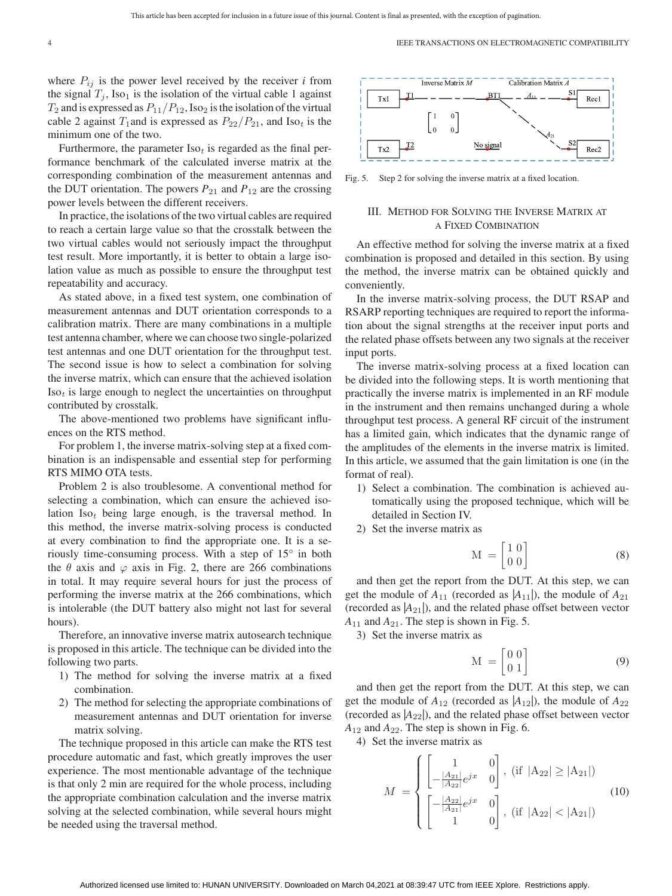where $P_{ij}$ is the power level received by the receiver *i* from the signal $T_j$, $\text{Iso}_1$ is the isolation of the virtual cable 1 against $T_2$ and is expressed as $P_{11}/P_{12}$, $\text{Iso}_2$ is the isolation of the virtual cable 2 against $T_1$ and is expressed as $P_{22}/P_{21}$, and $\text{Iso}_t$ is the minimum one of the two.

Furthermore, the parameter $\text{Iso}_t$ is regarded as the final performance benchmark of the calculated inverse matrix at the corresponding combination of the measurement antennas and the DUT orientation. The powers $P_{21}$ and $P_{12}$ are the crossing power levels between the different receivers.

In practice, the isolations of the two virtual cables are required to reach a certain large value so that the crosstalk between the two virtual cables would not seriously impact the throughput test result. More importantly, it is better to obtain a large isolation value as much as possible to ensure the throughput test repeatability and accuracy.

As stated above, in a fixed test system, one combination of measurement antennas and DUT orientation corresponds to a calibration matrix. There are many combinations in a multiple test antenna chamber, where we can choose two single-polarized test antennas and one DUT orientation for the throughput test. The second issue is how to select a combination for solving the inverse matrix, which can ensure that the achieved isolation $\text{Iso}_t$ is large enough to neglect the uncertainties on throughput contributed by crosstalk.

The above-mentioned two problems have significant influences on the RTS method.

For problem 1, the inverse matrix-solving step at a fixed combination is an indispensable and essential step for performing RTS MIMO OTA tests.

Problem 2 is also troublesome. A conventional method for selecting a combination, which can ensure the achieved isolation $\text{Iso}_t$ being large enough, is the traversal method. In this method, the inverse matrix-solving process is conducted at every combination to find the appropriate one. It is a seriously time-consuming process. With a step of $15^\circ$ in both the $\theta$ axis and $\varphi$ axis in Fig. 2, there are 266 combinations in total. It may require several hours for just the process of performing the inverse matrix at the 266 combinations, which is intolerable (the DUT battery also might not last for several hours).

Therefore, an innovative inverse matrix autosearch technique is proposed in this article. The technique can be divided into the following two parts.

1) The method for solving the inverse matrix at a fixed combination.
2) The method for selecting the appropriate combinations of measurement antennas and DUT orientation for inverse matrix solving.

The technique proposed in this article can make the RTS test procedure automatic and fast, which greatly improves the user experience. The most mentionable advantage of the technique is that only 2 min are required for the whole process, including the appropriate combination calculation and the inverse matrix solving at the selected combination, while several hours might be needed using the traversal method.

Fig. 5. Step 2 for solving the inverse matrix at a fixed location.

## III. Method for Solving the Inverse Matrix at a Fixed Combination

An effective method for solving the inverse matrix at a fixed combination is proposed and detailed in this section. By using the method, the inverse matrix can be obtained quickly and conveniently.

In the inverse matrix-solving process, the DUT RSAP and RSARP reporting techniques are required to report the information about the signal strengths at the receiver input ports and the related phase offsets between any two signals at the receiver input ports.

The inverse matrix-solving process at a fixed location can be divided into the following steps. It is worth mentioning that practically the inverse matrix is implemented in an RF module in the instrument and then remains unchanged during a whole throughput test process. A general RF circuit of the instrument has a limited gain, which indicates that the dynamic range of the amplitudes of the elements in the inverse matrix is limited. In this article, we assumed that the gain limitation is one (in the format of real).

1) Select a combination. The combination is achieved automatically using the proposed technique, which will be detailed in Section IV.
2) Set the inverse matrix as

$$\text{M} = \begin{bmatrix} 1 & 0 \\ 0 & 0 \end{bmatrix} \tag{8}$$

and then get the report from the DUT. At this step, we can get the module of $A_{11}$ (recorded as $|A_{11}|$), the module of $A_{21}$ (recorded as $|A_{21}|$), and the related phase offset between vector $A_{11}$ and $A_{21}$. The step is shown in Fig. 5.

3) Set the inverse matrix as

$$\text{M} = \begin{bmatrix} 0 & 0 \\ 0 & 1 \end{bmatrix} \tag{9}$$

and then get the report from the DUT. At this step, we can get the module of $A_{12}$ (recorded as $|A_{12}|$), the module of $A_{22}$ (recorded as $|A_{22}|$), and the related phase offset between vector $A_{12}$ and $A_{22}$. The step is shown in Fig. 6.

4) Set the inverse matrix as

$$M = \begin{cases} \begin{bmatrix} 1 & 0 \\ -\frac{|A_{21}|}{|A_{22}|}e^{jx} & 0 \end{bmatrix}, \ (\text{if } |\text{A}_{22}| \geq |\text{A}_{21}|) \\ \begin{bmatrix} -\frac{|A_{22}|}{|A_{21}|}e^{jx} & 0 \\ 1 & 0 \end{bmatrix}, \ (\text{if } |\text{A}_{22}| < |\text{A}_{21}|) \end{cases} \tag{10}$$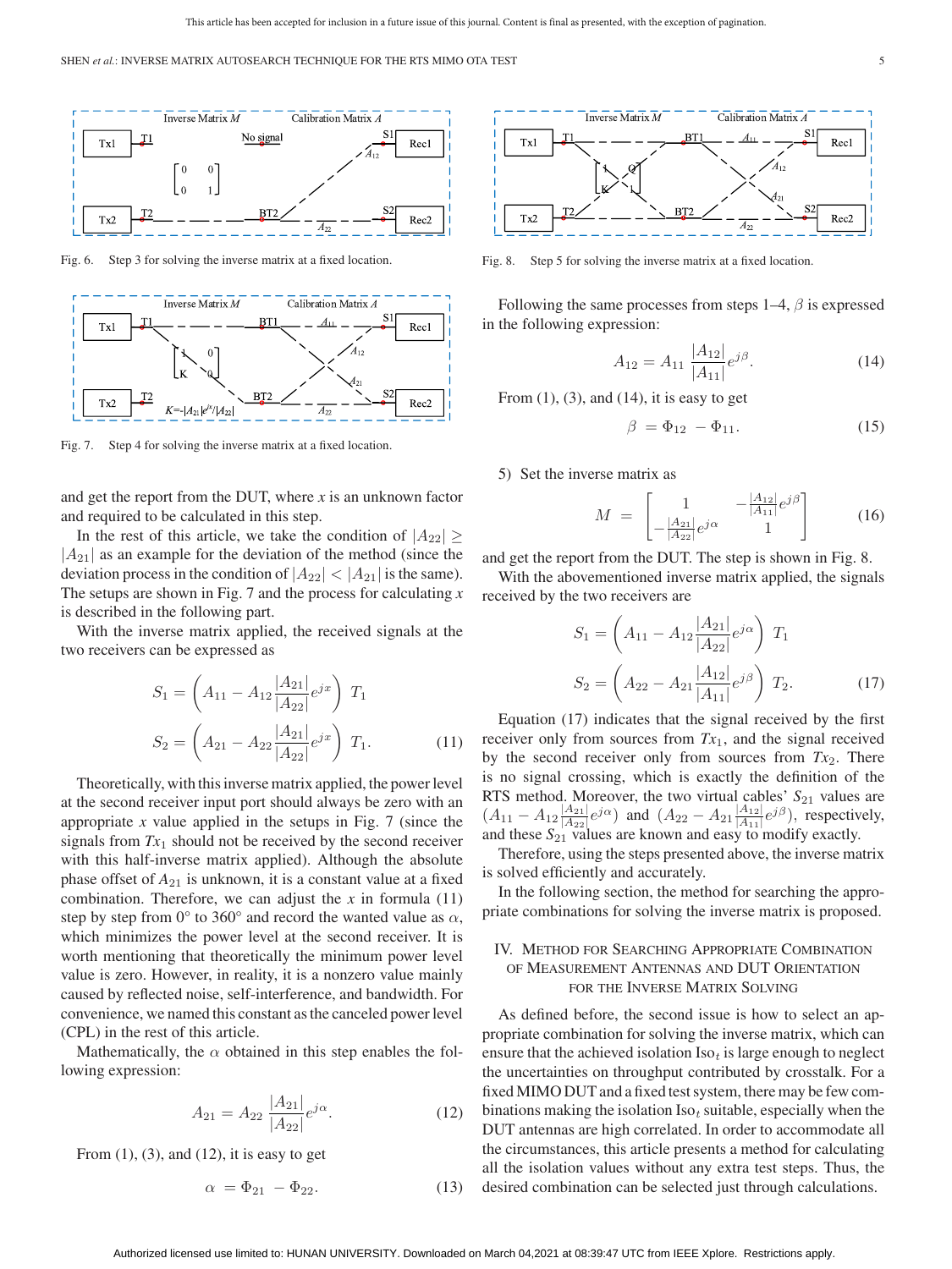Fig. 6. Step 3 for solving the inverse matrix at a fixed location.

Fig. 7. Step 4 for solving the inverse matrix at a fixed location.

and get the report from the DUT, where $x$ is an unknown factor and required to be calculated in this step.

In the rest of this article, we take the condition of $|A_{22}| \geq |A_{21}|$ as an example for the deviation of the method (since the deviation process in the condition of $|A_{22}| < |A_{21}|$ is the same). The setups are shown in Fig. 7 and the process for calculating $x$ is described in the following part.

With the inverse matrix applied, the received signals at the two receivers can be expressed as

$$S_1 = \left(A_{11} - A_{12}\frac{|A_{21}|}{|A_{22}|}e^{jx}\right) T_1$$
$$S_2 = \left(A_{21} - A_{22}\frac{|A_{21}|}{|A_{22}|}e^{jx}\right) T_1. \tag{11}$$

Theoretically, with this inverse matrix applied, the power level at the second receiver input port should always be zero with an appropriate $x$ value applied in the setups in Fig. 7 (since the signals from $Tx_1$ should not be received by the second receiver with this half-inverse matrix applied). Although the absolute phase offset of $A_{21}$ is unknown, it is a constant value at a fixed combination. Therefore, we can adjust the $x$ in formula (11) step by step from 0° to 360° and record the wanted value as $\alpha$, which minimizes the power level at the second receiver. It is worth mentioning that theoretically the minimum power level value is zero. However, in reality, it is a nonzero value mainly caused by reflected noise, self-interference, and bandwidth. For convenience, we named this constant as the canceled power level (CPL) in the rest of this article.

Mathematically, the $\alpha$ obtained in this step enables the following expression:

$$A_{21} = A_{22}\frac{|A_{21}|}{|A_{22}|}e^{j\alpha}. \tag{12}$$

From (1), (3), and (12), it is easy to get

$$\alpha = \Phi_{21} - \Phi_{22}. \tag{13}$$

Fig. 8. Step 5 for solving the inverse matrix at a fixed location.

Following the same processes from steps 1–4, $\beta$ is expressed in the following expression:

$$A_{12} = A_{11}\frac{|A_{12}|}{|A_{11}|}e^{j\beta}. \tag{14}$$

From (1), (3), and (14), it is easy to get

$$\beta = \Phi_{12} - \Phi_{11}. \tag{15}$$

5) Set the inverse matrix as

$$M = \begin{bmatrix} 1 & -\frac{|A_{12}|}{|A_{11}|}e^{j\beta} \\ -\frac{|A_{21}|}{|A_{22}|}e^{j\alpha} & 1 \end{bmatrix} \tag{16}$$

and get the report from the DUT. The step is shown in Fig. 8.

With the abovementioned inverse matrix applied, the signals received by the two receivers are

$$S_1 = \left(A_{11} - A_{12}\frac{|A_{21}|}{|A_{22}|}e^{j\alpha}\right) T_1$$
$$S_2 = \left(A_{22} - A_{21}\frac{|A_{12}|}{|A_{11}|}e^{j\beta}\right) T_2. \tag{17}$$

Equation (17) indicates that the signal received by the first receiver only from sources from $Tx_1$, and the signal received by the second receiver only from sources from $Tx_2$. There is no signal crossing, which is exactly the definition of the RTS method. Moreover, the two virtual cables' $S_{21}$ values are $(A_{11} - A_{12}\frac{|A_{21}|}{|A_{22}|}e^{j\alpha})$ and $(A_{22} - A_{21}\frac{|A_{12}|}{|A_{11}|}e^{j\beta})$, respectively, and these $S_{21}$ values are known and easy to modify exactly.

Therefore, using the steps presented above, the inverse matrix is solved efficiently and accurately.

In the following section, the method for searching the appropriate combinations for solving the inverse matrix is proposed.

## IV. Method for Searching Appropriate Combination of Measurement Antennas and DUT Orientation for the Inverse Matrix Solving

As defined before, the second issue is how to select an appropriate combination for solving the inverse matrix, which can ensure that the achieved isolation $\text{Iso}_t$ is large enough to neglect the uncertainties on throughput contributed by crosstalk. For a fixed MIMO DUT and a fixed test system, there may be few combinations making the isolation $\text{Iso}_t$ suitable, especially when the DUT antennas are high correlated. In order to accommodate all the circumstances, this article presents a method for calculating all the isolation values without any extra test steps. Thus, the desired combination can be selected just through calculations.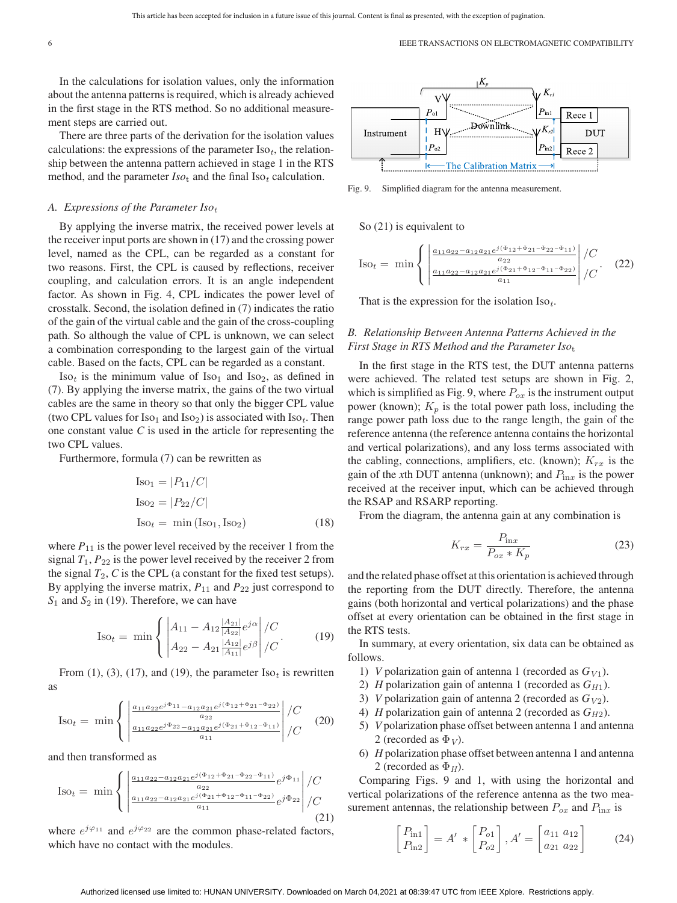In the calculations for isolation values, only the information about the antenna patterns is required, which is already achieved in the first stage in the RTS method. So no additional measurement steps are carried out.

There are three parts of the derivation for the isolation values calculations: the expressions of the parameter $\mathrm{Iso}_t$, the relationship between the antenna pattern achieved in stage 1 in the RTS method, and the parameter $Iso_t$ and the final $\mathrm{Iso}_t$ calculation.

### A. Expressions of the Parameter $Iso_t$

By applying the inverse matrix, the received power levels at the receiver input ports are shown in (17) and the crossing power level, named as the CPL, can be regarded as a constant for two reasons. First, the CPL is caused by reflections, receiver coupling, and calculation errors. It is an angle independent factor. As shown in Fig. 4, CPL indicates the power level of crosstalk. Second, the isolation defined in (7) indicates the ratio of the gain of the virtual cable and the gain of the cross-coupling path. So although the value of CPL is unknown, we can select a combination corresponding to the largest gain of the virtual cable. Based on the facts, CPL can be regarded as a constant.

$\mathrm{Iso}_t$ is the minimum value of $\mathrm{Iso}_1$ and $\mathrm{Iso}_2$, as defined in (7). By applying the inverse matrix, the gains of the two virtual cables are the same in theory so that only the bigger CPL value (two CPL values for $\mathrm{Iso}_1$ and $\mathrm{Iso}_2$) is associated with $\mathrm{Iso}_t$. Then one constant value $C$ is used in the article for representing the two CPL values.

Furthermore, formula (7) can be rewritten as

$$\begin{aligned} \mathrm{Iso}_1 &= |P_{11}/C| \\ \mathrm{Iso}_2 &= |P_{22}/C| \\ \mathrm{Iso}_t &= \min\left(\mathrm{Iso}_1, \mathrm{Iso}_2\right) \end{aligned} \tag{18}$$

where $P_{11}$ is the power level received by the receiver 1 from the signal $T_1$, $P_{22}$ is the power level received by the receiver 2 from the signal $T_2$, $C$ is the CPL (a constant for the fixed test setups). By applying the inverse matrix, $P_{11}$ and $P_{22}$ just correspond to $S_1$ and $S_2$ in (19). Therefore, we can have

$$\mathrm{Iso}_t = \min\left\{\begin{vmatrix} A_{11} - A_{12}\frac{|A_{21}|}{|A_{22}|}e^{j\alpha} \end{vmatrix} /C \atop \begin{vmatrix} A_{22} - A_{21}\frac{|A_{12}|}{|A_{11}|}e^{j\beta} \end{vmatrix} /C \right. . \tag{19}$$

From (1), (3), (17), and (19), the parameter $\mathrm{Iso}_t$ is rewritten as

$$\mathrm{Iso}_t = \min\left\{\begin{vmatrix} \frac{a_{11}a_{22}e^{j\Phi_{11}} - a_{12}a_{21}e^{j(\Phi_{12}+\Phi_{21}-\Phi_{22})}}{a_{22}} \end{vmatrix} /C \atop \begin{vmatrix} \frac{a_{11}a_{22}e^{j\Phi_{22}} - a_{12}a_{21}e^{j(\Phi_{21}+\Phi_{12}-\Phi_{11})}}{a_{11}} \end{vmatrix} /C \right. \tag{20}$$

and then transformed as

$$\mathrm{Iso}_t = \min\left\{\begin{vmatrix} \frac{a_{11}a_{22} - a_{12}a_{21}e^{j(\Phi_{12}+\Phi_{21}-\Phi_{22}-\Phi_{11})}}{a_{22}}e^{j\Phi_{11}} \end{vmatrix} /C \atop \begin{vmatrix} \frac{a_{11}a_{22} - a_{12}a_{21}e^{j(\Phi_{21}+\Phi_{12}-\Phi_{11}-\Phi_{22})}}{a_{11}}e^{j\Phi_{22}} \end{vmatrix} /C \right. \tag{21}$$

where $e^{j\varphi_{11}}$ and $e^{j\varphi_{22}}$ are the common phase-related factors, which have no contact with the modules.

Fig. 9. Simplified diagram for the antenna measurement.

So (21) is equivalent to

$$\mathrm{Iso}_t = \min\left\{\begin{vmatrix} \frac{a_{11}a_{22} - a_{12}a_{21}e^{j(\Phi_{12}+\Phi_{21}-\Phi_{22}-\Phi_{11})}}{a_{22}} \end{vmatrix} /C \atop \begin{vmatrix} \frac{a_{11}a_{22} - a_{12}a_{21}e^{j(\Phi_{21}+\Phi_{12}-\Phi_{11}-\Phi_{22})}}{a_{11}} \end{vmatrix} /C \right. . \tag{22}$$

That is the expression for the isolation $\mathrm{Iso}_t$.

### B. Relationship Between Antenna Patterns Achieved in the First Stage in RTS Method and the Parameter $Iso_t$

In the first stage in the RTS test, the DUT antenna patterns were achieved. The related test setups are shown in Fig. 2, which is simplified as Fig. 9, where $P_{ox}$ is the instrument output power (known); $K_p$ is the total power path loss, including the range power path loss due to the range length, the gain of the reference antenna (the reference antenna contains the horizontal and vertical polarizations), and any loss terms associated with the cabling, connections, amplifiers, etc. (known); $K_{rx}$ is the gain of the $x$th DUT antenna (unknown); and $P_{\mathrm{in}x}$ is the power received at the receiver input, which can be achieved through the RSAP and RSARP reporting.

From the diagram, the antenna gain at any combination is

$$K_{rx} = \frac{P_{\mathrm{in}x}}{P_{ox} * K_p} \tag{23}$$

and the related phase offset at this orientation is achieved through the reporting from the DUT directly. Therefore, the antenna gains (both horizontal and vertical polarizations) and the phase offset at every orientation can be obtained in the first stage in the RTS tests.

In summary, at every orientation, six data can be obtained as follows.

1) $V$ polarization gain of antenna 1 (recorded as $G_{V1}$).
2) $H$ polarization gain of antenna 1 (recorded as $G_{H1}$).
3) $V$ polarization gain of antenna 2 (recorded as $G_{V2}$).
4) $H$ polarization gain of antenna 2 (recorded as $G_{H2}$).
5) $V$ polarization phase offset between antenna 1 and antenna 2 (recorded as $\Phi_V$).
6) $H$ polarization phase offset between antenna 1 and antenna 2 (recorded as $\Phi_H$).

Comparing Figs. 9 and 1, with using the horizontal and vertical polarizations of the reference antenna as the two measurement antennas, the relationship between $P_{ox}$ and $P_{\mathrm{in}x}$ is

$$\begin{bmatrix} P_{\mathrm{in}1} \\ P_{\mathrm{in}2} \end{bmatrix} = A' * \begin{bmatrix} P_{o1} \\ P_{o2} \end{bmatrix}, A' = \begin{bmatrix} a_{11} & a_{12} \\ a_{21} & a_{22} \end{bmatrix} \tag{24}$$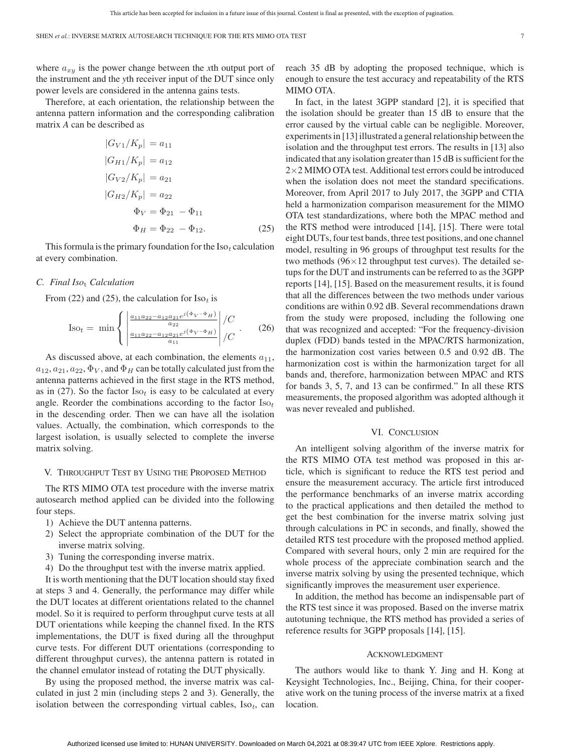where $a_{xy}$ is the power change between the *x*th output port of the instrument and the *y*th receiver input of the DUT since only power levels are considered in the antenna gains tests.

Therefore, at each orientation, the relationship between the antenna pattern information and the corresponding calibration matrix *A* can be described as

$$
\begin{aligned}
|G_{V1}/K_p| &= a_{11} \\
|G_{H1}/K_p| &= a_{12} \\
|G_{V2}/K_p| &= a_{21} \\
|G_{H2}/K_p| &= a_{22} \\
\Phi_V &= \Phi_{21} - \Phi_{11} \\
\Phi_H &= \Phi_{22} - \Phi_{12}.
\end{aligned} \tag{25}
$$

This formula is the primary foundation for the $\text{Iso}_t$ calculation at every combination.

### C. Final $Iso_t$ Calculation

From (22) and (25), the calculation for $\text{Iso}_t$ is

$$
\text{Iso}_t = \min \left\{ \begin{array}{l} \left| \frac{a_{11}a_{22} - a_{12}a_{21}e^{j(\Phi_V - \Phi_H)}}{a_{22}} \right| /C \\ \left| \frac{a_{11}a_{22} - a_{12}a_{21}e^{j(\Phi_V - \Phi_H)}}{a_{11}} \right| /C \end{array} \right. . \tag{26}
$$

As discussed above, at each combination, the elements $a_{11}$, $a_{12}$, $a_{21}$, $a_{22}$, $\Phi_V$, and $\Phi_H$ can be totally calculated just from the antenna patterns achieved in the first stage in the RTS method, as in (27). So the factor $\text{Iso}_t$ is easy to be calculated at every angle. Reorder the combinations according to the factor $\text{Iso}_t$ in the descending order. Then we can have all the isolation values. Actually, the combination, which corresponds to the largest isolation, is usually selected to complete the inverse matrix solving.

## V. Throughput Test by Using the Proposed Method

The RTS MIMO OTA test procedure with the inverse matrix autosearch method applied can be divided into the following four steps.

1) Achieve the DUT antenna patterns.
2) Select the appropriate combination of the DUT for the inverse matrix solving.
3) Tuning the corresponding inverse matrix.
4) Do the throughput test with the inverse matrix applied.

It is worth mentioning that the DUT location should stay fixed at steps 3 and 4. Generally, the performance may differ while the DUT locates at different orientations related to the channel model. So it is required to perform throughput curve tests at all DUT orientations while keeping the channel fixed. In the RTS implementations, the DUT is fixed during all the throughput curve tests. For different DUT orientations (corresponding to different throughput curves), the antenna pattern is rotated in the channel emulator instead of rotating the DUT physically.

By using the proposed method, the inverse matrix was calculated in just 2 min (including steps 2 and 3). Generally, the isolation between the corresponding virtual cables, $\text{Iso}_t$, can reach 35 dB by adopting the proposed technique, which is enough to ensure the test accuracy and repeatability of the RTS MIMO OTA.

In fact, in the latest 3GPP standard [2], it is specified that the isolation should be greater than 15 dB to ensure that the error caused by the virtual cable can be negligible. Moreover, experiments in [13] illustrated a general relationship between the isolation and the throughput test errors. The results in [13] also indicated that any isolation greater than 15 dB is sufficient for the 2×2 MIMO OTA test. Additional test errors could be introduced when the isolation does not meet the standard specifications. Moreover, from April 2017 to July 2017, the 3GPP and CTIA held a harmonization comparison measurement for the MIMO OTA test standardizations, where both the MPAC method and the RTS method were introduced [14], [15]. There were total eight DUTs, four test bands, three test positions, and one channel model, resulting in 96 groups of throughput test results for the two methods (96×12 throughput test curves). The detailed setups for the DUT and instruments can be referred to as the 3GPP reports [14], [15]. Based on the measurement results, it is found that all the differences between the two methods under various conditions are within 0.92 dB. Several recommendations drawn from the study were proposed, including the following one that was recognized and accepted: "For the frequency-division duplex (FDD) bands tested in the MPAC/RTS harmonization, the harmonization cost varies between 0.5 and 0.92 dB. The harmonization cost is within the harmonization target for all bands and, therefore, harmonization between MPAC and RTS for bands 3, 5, 7, and 13 can be confirmed." In all these RTS measurements, the proposed algorithm was adopted although it was never revealed and published.

## VI. Conclusion

An intelligent solving algorithm of the inverse matrix for the RTS MIMO OTA test method was proposed in this article, which is significant to reduce the RTS test period and ensure the measurement accuracy. The article first introduced the performance benchmarks of an inverse matrix according to the practical applications and then detailed the method to get the best combination for the inverse matrix solving just through calculations in PC in seconds, and finally, showed the detailed RTS test procedure with the proposed method applied. Compared with several hours, only 2 min are required for the whole process of the appreciate combination search and the inverse matrix solving by using the presented technique, which significantly improves the measurement user experience.

In addition, the method has become an indispensable part of the RTS test since it was proposed. Based on the inverse matrix autotuning technique, the RTS method has provided a series of reference results for 3GPP proposals [14], [15].

## Acknowledgment

The authors would like to thank Y. Jing and H. Kong at Keysight Technologies, Inc., Beijing, China, for their cooperative work on the tuning process of the inverse matrix at a fixed location.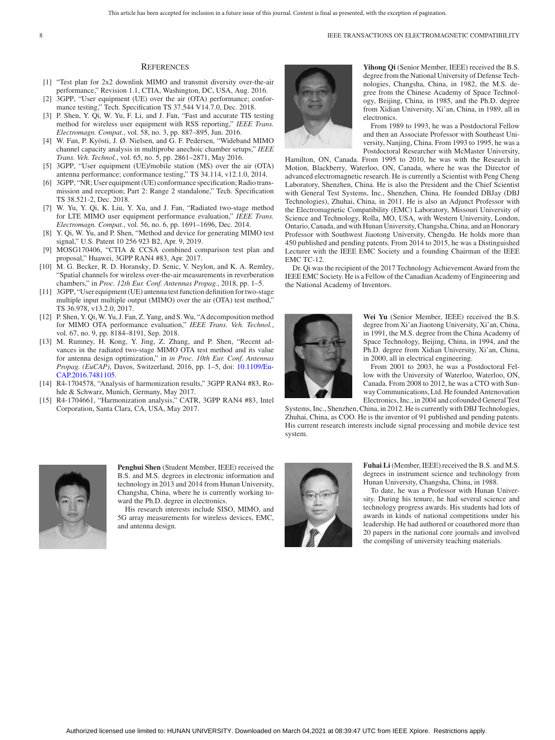## References

[1] "Test plan for 2x2 downlink MIMO and transmit diversity over-the-air performance," Revision 1.1, CTIA, Washington, DC, USA, Aug. 2016.

[2] 3GPP, "User equipment (UE) over the air (OTA) performance; conformance testing," Tech. Specification TS 37.544 V14.7.0, Dec. 2018.

[3] P. Shen, Y. Qi, W. Yu, F. Li, and J. Fan, "Fast and accurate TIS testing method for wireless user equipment with RSS reporting," *IEEE Trans. Electromagn. Compat.*, vol. 58, no. 3, pp. 887–895, Jun. 2016.

[4] W. Fan, P. Kyösti, J. Ø. Nielsen, and G. F. Pedersen, "Wideband MIMO channel capacity analysis in multiprobe anechoic chamber setups," *IEEE Trans. Veh. Technol.*, vol. 65, no. 5, pp. 2861–2871, May 2016.

[5] 3GPP, "User equipment (UE)/mobile station (MS) over the air (OTA) antenna performance; conformance testing," TS 34.114, v12.1.0, 2014.

[6] 3GPP, "NR; User equipment (UE) conformance specification; Radio transmission and reception; Part 2: Range 2 standalone," Tech. Specification TS 38.521-2, Dec. 2018.

[7] W. Yu, Y. Qi, K. Liu, Y. Xu, and J. Fan, "Radiated two-stage method for LTE MIMO user equipment performance evaluation," *IEEE Trans. Electromagn. Compat.*, vol. 56, no. 6, pp. 1691–1696, Dec. 2014.

[8] Y. Qi, W. Yu, and P. Shen, "Method and device for generating MIMO test signal," U.S. Patent 10 256 923 B2, Apr. 9, 2019.

[9] MOSG170406, "CTIA & CCSA combined comparison test plan and proposal," Huawei, 3GPP RAN4 #83, Apr. 2017.

[10] M. G. Becker, R. D. Horansky, D. Senic, V. Neylon, and K. A. Remley, "Spatial channels for wireless over-the-air measurements in reverberation chambers," in *Proc. 12th Eur. Conf. Antennas Propag.*, 2018, pp. 1–5.

[11] 3GPP, "User equipment (UE) antenna test function definition for two-stage multiple input multiple output (MIMO) over the air (OTA) test method," TS 36.978, v13.2.0, 2017.

[12] P. Shen, Y. Qi, W. Yu, J. Fan, Z. Yang, and S. Wu, "A decomposition method for MIMO OTA performance evaluation," *IEEE Trans. Veh. Technol.*, vol. 67, no. 9, pp. 8184–8191, Sep. 2018.

[13] M. Rumney, H. Kong, Y. Jing, Z. Zhang, and P. Shen, "Recent advances in the radiated two-stage MIMO OTA test method and its value for antenna design optimization," in *in Proc. 10th Eur. Conf. Antennas Propag. (EuCAP)*, Davos, Switzerland, 2016, pp. 1–5, doi: 10.1109/EuCAP.2016.7481105.

[14] R4-1704578, "Analysis of harmonization results," 3GPP RAN4 #83, Rohde & Schwarz, Munich, Germany, May 2017.

[15] R4-1704661, "Harmonization analysis," CATR, 3GPP RAN4 #83, Intel Corporation, Santa Clara, CA, USA, May 2017.

**Yihong Qi** (Senior Member, IEEE) received the B.S. degree from the National University of Defense Technologies, Changsha, China, in 1982, the M.S. degree from the Chinese Academy of Space Technology, Beijing, China, in 1985, and the Ph.D. degree from Xidian University, Xi'an, China, in 1989, all in electronics.

From 1989 to 1993, he was a Postdoctoral Fellow and then an Associate Professor with Southeast University, Nanjing, China. From 1993 to 1995, he was a Postdoctoral Researcher with McMaster University, Hamilton, ON, Canada. From 1995 to 2010, he was with the Research in Motion, Blackberry, Waterloo, ON, Canada, where he was the Director of advanced electromagnetic research. He is currently a Scientist with Peng Cheng Laboratory, Shenzhen, China. He is also the President and the Chief Scientist with General Test Systems, Inc., Shenzhen, China. He founded DBJay (DBJ Technologies), Zhuhai, China, in 2011. He is also an Adjunct Professor with the Electromagnetic Compatibility (EMC) Laboratory, Missouri University of Science and Technology, Rolla, MO, USA, with Western University, London, Ontario, Canada, and with Hunan University, Changsha, China, and an Honorary Professor with Southwest Jiaotong University, Chengdu. He holds more than 450 published and pending patents. From 2014 to 2015, he was a Distinguished Lecturer with the IEEE EMC Society and a founding Chairman of the IEEE EMC TC-12.

Dr. Qi was the recipient of the 2017 Technology Achievement Award from the IEEE EMC Society. He is a Fellow of the Canadian Academy of Engineering and the National Academy of Inventors.

**Wei Yu** (Senior Member, IEEE) received the B.S. degree from Xi'an Jiaotong University, Xi'an, China, in 1991, the M.S. degree from the China Academy of Space Technology, Beijing, China, in 1994, and the Ph.D. degree from Xidian University, Xi'an, China, in 2000, all in electrical engineering.

From 2001 to 2003, he was a Postdoctoral Fellow with the University of Waterloo, Waterloo, ON, Canada. From 2008 to 2012, he was a CTO with Sunway Communications, Ltd. He founded Antenovation Electronics, Inc., in 2004 and cofounded General Test Systems, Inc., Shenzhen, China, in 2012. He is currently with DBJ Technologies, Zhuhai, China, as COO. He is the inventor of 91 published and pending patents. His current research interests include signal processing and mobile device test system.

**Penghui Shen** (Student Member, IEEE) received the B.S. and M.S. degrees in electronic information and technology in 2013 and 2014 from Hunan University, Changsha, China, where he is currently working toward the Ph.D. degree in electronics.

His research interests include SISO, MIMO, and 5G array measurements for wireless devices, EMC, and antenna design.

**Fuhai Li** (Member, IEEE) received the B.S. and M.S. degrees in instrument science and technology from Hunan University, Changsha, China, in 1988.

To date, he was a Professor with Hunan University. During his tenure, he had several science and technology progress awards. His students had lots of awards in kinds of national competitions under his leadership. He had authored or coauthored more than 20 papers in the national core journals and involved the compiling of university teaching materials.